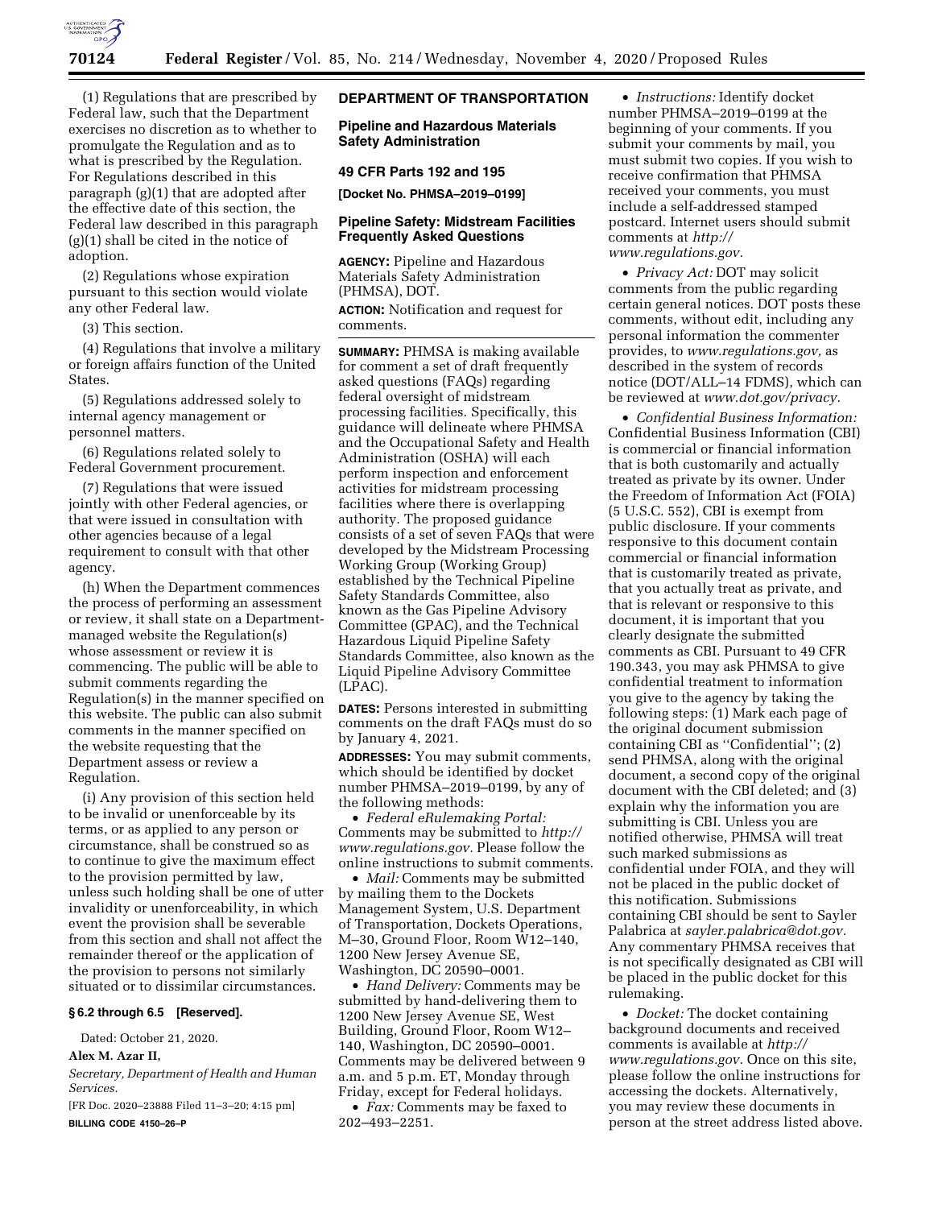(1) Regulations that are prescribed by Federal law, such that the Department exercises no discretion as to whether to promulgate the Regulation and as to what is prescribed by the Regulation. For Regulations described in this paragraph (g)(1) that are adopted after the effective date of this section, the Federal law described in this paragraph (g)(1) shall be cited in the notice of adoption.

(2) Regulations whose expiration pursuant to this section would violate any other Federal law.

(3) This section.

(4) Regulations that involve a military or foreign affairs function of the United States.

(5) Regulations addressed solely to internal agency management or personnel matters.

(6) Regulations related solely to Federal Government procurement.

(7) Regulations that were issued jointly with other Federal agencies, or that were issued in consultation with other agencies because of a legal requirement to consult with that other agency.

(h) When the Department commences the process of performing an assessment or review, it shall state on a Department-managed website the Regulation(s) whose assessment or review it is commencing. The public will be able to submit comments regarding the Regulation(s) in the manner specified on this website. The public can also submit comments in the manner specified on the website requesting that the Department assess or review a Regulation.

(i) Any provision of this section held to be invalid or unenforceable by its terms, or as applied to any person or circumstance, shall be construed so as to continue to give the maximum effect to the provision permitted by law, unless such holding shall be one of utter invalidity or unenforceability, in which event the provision shall be severable from this section and shall not affect the remainder thereof or the application of the provision to persons not similarly situated or to dissimilar circumstances.

**§ 6.2 through 6.5 [Reserved].**

Dated: October 21, 2020.

**Alex M. Azar II,**

*Secretary, Department of Health and Human Services.*

[FR Doc. 2020–23888 Filed 11–3–20; 4:15 pm]

**BILLING CODE 4150–26–P**

## DEPARTMENT OF TRANSPORTATION

### Pipeline and Hazardous Materials Safety Administration

### 49 CFR Parts 192 and 195

**[Docket No. PHMSA–2019–0199]**

### Pipeline Safety: Midstream Facilities Frequently Asked Questions

**AGENCY:** Pipeline and Hazardous Materials Safety Administration (PHMSA), DOT.

**ACTION:** Notification and request for comments.

**SUMMARY:** PHMSA is making available for comment a set of draft frequently asked questions (FAQs) regarding federal oversight of midstream processing facilities. Specifically, this guidance will delineate where PHMSA and the Occupational Safety and Health Administration (OSHA) will each perform inspection and enforcement activities for midstream processing facilities where there is overlapping authority. The proposed guidance consists of a set of seven FAQs that were developed by the Midstream Processing Working Group (Working Group) established by the Technical Pipeline Safety Standards Committee, also known as the Gas Pipeline Advisory Committee (GPAC), and the Technical Hazardous Liquid Pipeline Safety Standards Committee, also known as the Liquid Pipeline Advisory Committee (LPAC).

**DATES:** Persons interested in submitting comments on the draft FAQs must do so by January 4, 2021.

**ADDRESSES:** You may submit comments, which should be identified by docket number PHMSA–2019–0199, by any of the following methods:

- *Federal eRulemaking Portal:* Comments may be submitted to *http://www.regulations.gov.* Please follow the online instructions to submit comments.
- *Mail:* Comments may be submitted by mailing them to the Dockets Management System, U.S. Department of Transportation, Dockets Operations, M–30, Ground Floor, Room W12–140, 1200 New Jersey Avenue SE, Washington, DC 20590–0001.
- *Hand Delivery:* Comments may be submitted by hand-delivering them to 1200 New Jersey Avenue SE, West Building, Ground Floor, Room W12–140, Washington, DC 20590–0001. Comments may be delivered between 9 a.m. and 5 p.m. ET, Monday through Friday, except for Federal holidays.
- *Fax:* Comments may be faxed to 202–493–2251.
- *Instructions:* Identify docket number PHMSA–2019–0199 at the beginning of your comments. If you submit your comments by mail, you must submit two copies. If you wish to receive confirmation that PHMSA received your comments, you must include a self-addressed stamped postcard. Internet users should submit comments at *http://www.regulations.gov.*
- *Privacy Act:* DOT may solicit comments from the public regarding certain general notices. DOT posts these comments, without edit, including any personal information the commenter provides, to *www.regulations.gov,* as described in the system of records notice (DOT/ALL–14 FDMS), which can be reviewed at *www.dot.gov/privacy.*
- *Confidential Business Information:* Confidential Business Information (CBI) is commercial or financial information that is both customarily and actually treated as private by its owner. Under the Freedom of Information Act (FOIA) (5 U.S.C. 552), CBI is exempt from public disclosure. If your comments responsive to this document contain commercial or financial information that is customarily treated as private, that you actually treat as private, and that is relevant or responsive to this document, it is important that you clearly designate the submitted comments as CBI. Pursuant to 49 CFR 190.343, you may ask PHMSA to give confidential treatment to information you give to the agency by taking the following steps: (1) Mark each page of the original document submission containing CBI as ''Confidential''; (2) send PHMSA, along with the original document, a second copy of the original document with the CBI deleted; and (3) explain why the information you are submitting is CBI. Unless you are notified otherwise, PHMSA will treat such marked submissions as confidential under FOIA, and they will not be placed in the public docket of this notification. Submissions containing CBI should be sent to Sayler Palabrica at *sayler.palabrica@dot.gov.* Any commentary PHMSA receives that is not specifically designated as CBI will be placed in the public docket for this rulemaking.
- *Docket:* The docket containing background documents and received comments is available at *http://www.regulations.gov.* Once on this site, please follow the online instructions for accessing the dockets. Alternatively, you may review these documents in person at the street address listed above.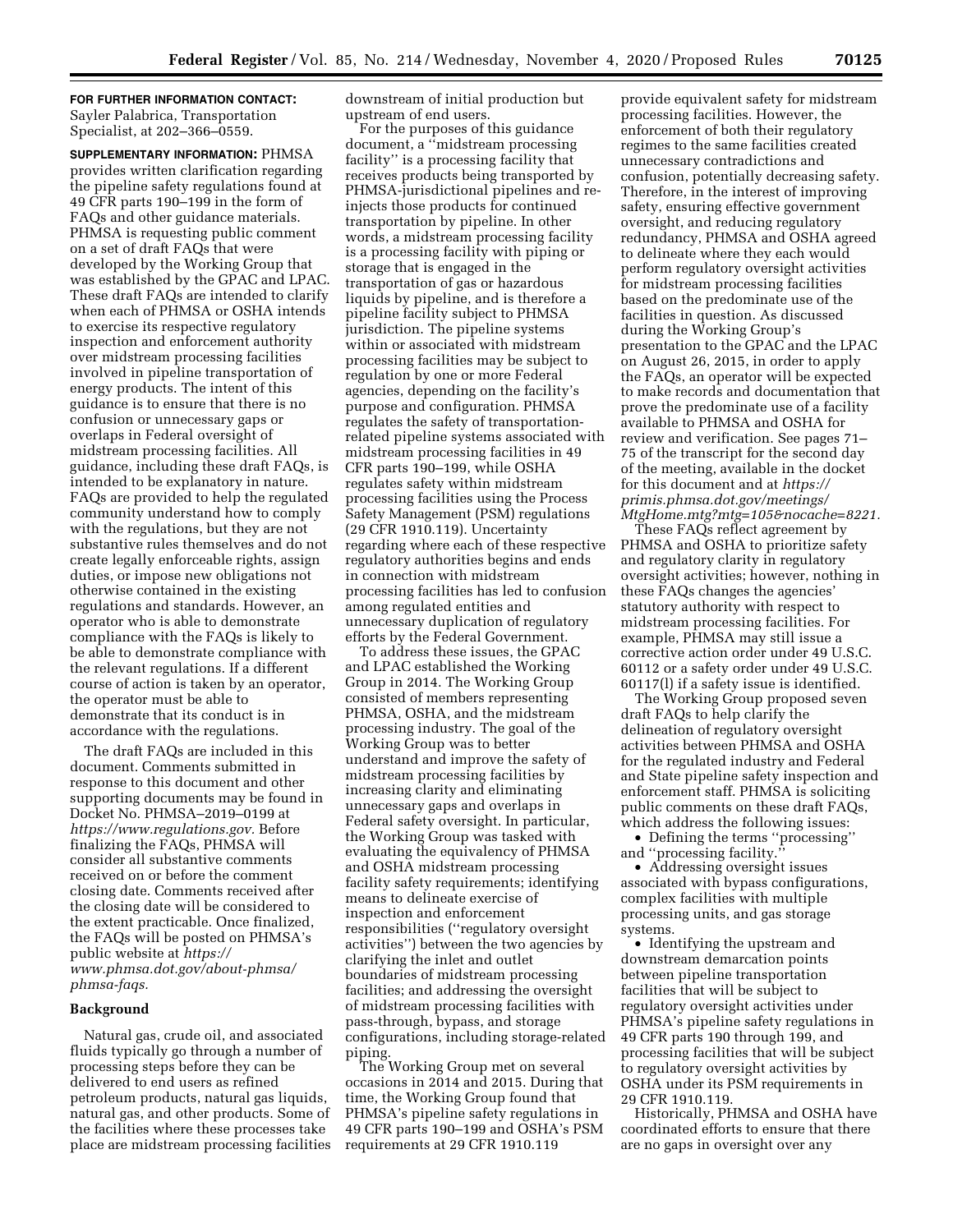**FOR FURTHER INFORMATION CONTACT:** Sayler Palabrica, Transportation Specialist, at 202–366–0559.

**SUPPLEMENTARY INFORMATION:** PHMSA provides written clarification regarding the pipeline safety regulations found at 49 CFR parts 190–199 in the form of FAQs and other guidance materials. PHMSA is requesting public comment on a set of draft FAQs that were developed by the Working Group that was established by the GPAC and LPAC. These draft FAQs are intended to clarify when each of PHMSA or OSHA intends to exercise its respective regulatory inspection and enforcement authority over midstream processing facilities involved in pipeline transportation of energy products. The intent of this guidance is to ensure that there is no confusion or unnecessary gaps or overlaps in Federal oversight of midstream processing facilities. All guidance, including these draft FAQs, is intended to be explanatory in nature. FAQs are provided to help the regulated community understand how to comply with the regulations, but they are not substantive rules themselves and do not create legally enforceable rights, assign duties, or impose new obligations not otherwise contained in the existing regulations and standards. However, an operator who is able to demonstrate compliance with the FAQs is likely to be able to demonstrate compliance with the relevant regulations. If a different course of action is taken by an operator, the operator must be able to demonstrate that its conduct is in accordance with the regulations.

The draft FAQs are included in this document. Comments submitted in response to this document and other supporting documents may be found in Docket No. PHMSA–2019–0199 at *https://www.regulations.gov.* Before finalizing the FAQs, PHMSA will consider all substantive comments received on or before the comment closing date. Comments received after the closing date will be considered to the extent practicable. Once finalized, the FAQs will be posted on PHMSA's public website at *https://www.phmsa.dot.gov/about-phmsa/phmsa-faqs.*

## Background

Natural gas, crude oil, and associated fluids typically go through a number of processing steps before they can be delivered to end users as refined petroleum products, natural gas liquids, natural gas, and other products. Some of the facilities where these processes take place are midstream processing facilities downstream of initial production but upstream of end users.

For the purposes of this guidance document, a ''midstream processing facility'' is a processing facility that receives products being transported by PHMSA-jurisdictional pipelines and re-injects those products for continued transportation by pipeline. In other words, a midstream processing facility is a processing facility with piping or storage that is engaged in the transportation of gas or hazardous liquids by pipeline, and is therefore a pipeline facility subject to PHMSA jurisdiction. The pipeline systems within or associated with midstream processing facilities may be subject to regulation by one or more Federal agencies, depending on the facility's purpose and configuration. PHMSA regulates the safety of transportation-related pipeline systems associated with midstream processing facilities in 49 CFR parts 190–199, while OSHA regulates safety within midstream processing facilities using the Process Safety Management (PSM) regulations (29 CFR 1910.119). Uncertainty regarding where each of these respective regulatory authorities begins and ends in connection with midstream processing facilities has led to confusion among regulated entities and unnecessary duplication of regulatory efforts by the Federal Government.

To address these issues, the GPAC and LPAC established the Working Group in 2014. The Working Group consisted of members representing PHMSA, OSHA, and the midstream processing industry. The goal of the Working Group was to better understand and improve the safety of midstream processing facilities by increasing clarity and eliminating unnecessary gaps and overlaps in Federal safety oversight. In particular, the Working Group was tasked with evaluating the equivalency of PHMSA and OSHA midstream processing facility safety requirements; identifying means to delineate exercise of inspection and enforcement responsibilities (''regulatory oversight activities'') between the two agencies by clarifying the inlet and outlet boundaries of midstream processing facilities; and addressing the oversight of midstream processing facilities with pass-through, bypass, and storage configurations, including storage-related piping.

The Working Group met on several occasions in 2014 and 2015. During that time, the Working Group found that PHMSA's pipeline safety regulations in 49 CFR parts 190–199 and OSHA's PSM requirements at 29 CFR 1910.119 provide equivalent safety for midstream processing facilities. However, the enforcement of both their regulatory regimes to the same facilities created unnecessary contradictions and confusion, potentially decreasing safety. Therefore, in the interest of improving safety, ensuring effective government oversight, and reducing regulatory redundancy, PHMSA and OSHA agreed to delineate where they each would perform regulatory oversight activities for midstream processing facilities based on the predominate use of the facilities in question. As discussed during the Working Group's presentation to the GPAC and the LPAC on August 26, 2015, in order to apply the FAQs, an operator will be expected to make records and documentation that prove the predominate use of a facility available to PHMSA and OSHA for review and verification. See pages 71–75 of the transcript for the second day of the meeting, available in the docket for this document and at *https://primis.phmsa.dot.gov/meetings/MtgHome.mtg?mtg=105&nocache=8221.*

These FAQs reflect agreement by PHMSA and OSHA to prioritize safety and regulatory clarity in regulatory oversight activities; however, nothing in these FAQs changes the agencies' statutory authority with respect to midstream processing facilities. For example, PHMSA may still issue a corrective action order under 49 U.S.C. 60112 or a safety order under 49 U.S.C. 60117(l) if a safety issue is identified.

The Working Group proposed seven draft FAQs to help clarify the delineation of regulatory oversight activities between PHMSA and OSHA for the regulated industry and Federal and State pipeline safety inspection and enforcement staff. PHMSA is soliciting public comments on these draft FAQs, which address the following issues:

- Defining the terms ''processing'' and ''processing facility.''
- Addressing oversight issues associated with bypass configurations, complex facilities with multiple processing units, and gas storage systems.
- Identifying the upstream and downstream demarcation points between pipeline transportation facilities that will be subject to regulatory oversight activities under PHMSA's pipeline safety regulations in 49 CFR parts 190 through 199, and processing facilities that will be subject to regulatory oversight activities by OSHA under its PSM requirements in 29 CFR 1910.119.

Historically, PHMSA and OSHA have coordinated efforts to ensure that there are no gaps in oversight over any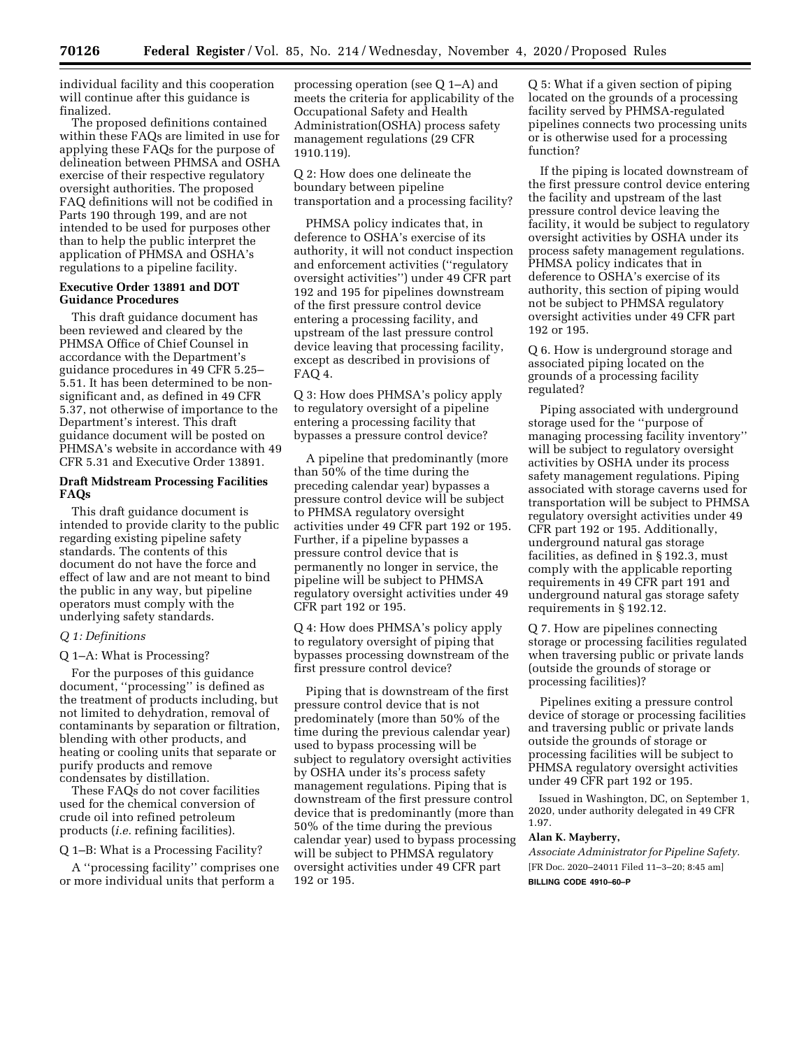individual facility and this cooperation will continue after this guidance is finalized.

The proposed definitions contained within these FAQs are limited in use for applying these FAQs for the purpose of delineation between PHMSA and OSHA exercise of their respective regulatory oversight authorities. The proposed FAQ definitions will not be codified in Parts 190 through 199, and are not intended to be used for purposes other than to help the public interpret the application of PHMSA and OSHA's regulations to a pipeline facility.

**Executive Order 13891 and DOT Guidance Procedures**

This draft guidance document has been reviewed and cleared by the PHMSA Office of Chief Counsel in accordance with the Department's guidance procedures in 49 CFR 5.25–5.51. It has been determined to be non-significant and, as defined in 49 CFR 5.37, not otherwise of importance to the Department's interest. This draft guidance document will be posted on PHMSA's website in accordance with 49 CFR 5.31 and Executive Order 13891.

**Draft Midstream Processing Facilities FAQs**

This draft guidance document is intended to provide clarity to the public regarding existing pipeline safety standards. The contents of this document do not have the force and effect of law and are not meant to bind the public in any way, but pipeline operators must comply with the underlying safety standards.

*Q 1: Definitions*

Q 1–A: What is Processing?

For the purposes of this guidance document, "processing" is defined as the treatment of products including, but not limited to dehydration, removal of contaminants by separation or filtration, blending with other products, and heating or cooling units that separate or purify products and remove condensates by distillation.

These FAQs do not cover facilities used for the chemical conversion of crude oil into refined petroleum products (*i.e.* refining facilities).

Q 1–B: What is a Processing Facility?

A "processing facility" comprises one or more individual units that perform a processing operation (see Q 1–A) and meets the criteria for applicability of the Occupational Safety and Health Administration(OSHA) process safety management regulations (29 CFR 1910.119).

Q 2: How does one delineate the boundary between pipeline transportation and a processing facility?

PHMSA policy indicates that, in deference to OSHA's exercise of its authority, it will not conduct inspection and enforcement activities ("regulatory oversight activities") under 49 CFR part 192 and 195 for pipelines downstream of the first pressure control device entering a processing facility, and upstream of the last pressure control device leaving that processing facility, except as described in provisions of FAQ 4.

Q 3: How does PHMSA's policy apply to regulatory oversight of a pipeline entering a processing facility that bypasses a pressure control device?

A pipeline that predominantly (more than 50% of the time during the preceding calendar year) bypasses a pressure control device will be subject to PHMSA regulatory oversight activities under 49 CFR part 192 or 195. Further, if a pipeline bypasses a pressure control device that is permanently no longer in service, the pipeline will be subject to PHMSA regulatory oversight activities under 49 CFR part 192 or 195.

Q 4: How does PHMSA's policy apply to regulatory oversight of piping that bypasses processing downstream of the first pressure control device?

Piping that is downstream of the first pressure control device that is not predominately (more than 50% of the time during the previous calendar year) used to bypass processing will be subject to regulatory oversight activities by OSHA under its's process safety management regulations. Piping that is downstream of the first pressure control device that is predominantly (more than 50% of the time during the previous calendar year) used to bypass processing will be subject to PHMSA regulatory oversight activities under 49 CFR part 192 or 195.

Q 5: What if a given section of piping located on the grounds of a processing facility served by PHMSA-regulated pipelines connects two processing units or is otherwise used for a processing function?

If the piping is located downstream of the first pressure control device entering the facility and upstream of the last pressure control device leaving the facility, it would be subject to regulatory oversight activities by OSHA under its process safety management regulations. PHMSA policy indicates that in deference to OSHA's exercise of its authority, this section of piping would not be subject to PHMSA regulatory oversight activities under 49 CFR part 192 or 195.

Q 6. How is underground storage and associated piping located on the grounds of a processing facility regulated?

Piping associated with underground storage used for the "purpose of managing processing facility inventory" will be subject to regulatory oversight activities by OSHA under its process safety management regulations. Piping associated with storage caverns used for transportation will be subject to PHMSA regulatory oversight activities under 49 CFR part 192 or 195. Additionally, underground natural gas storage facilities, as defined in § 192.3, must comply with the applicable reporting requirements in 49 CFR part 191 and underground natural gas storage safety requirements in § 192.12.

Q 7. How are pipelines connecting storage or processing facilities regulated when traversing public or private lands (outside the grounds of storage or processing facilities)?

Pipelines exiting a pressure control device of storage or processing facilities and traversing public or private lands outside the grounds of storage or processing facilities will be subject to PHMSA regulatory oversight activities under 49 CFR part 192 or 195.

Issued in Washington, DC, on September 1, 2020, under authority delegated in 49 CFR 1.97.

**Alan K. Mayberry,**

*Associate Administrator for Pipeline Safety.*

[FR Doc. 2020–24011 Filed 11–3–20; 8:45 am]

**BILLING CODE 4910–60–P**